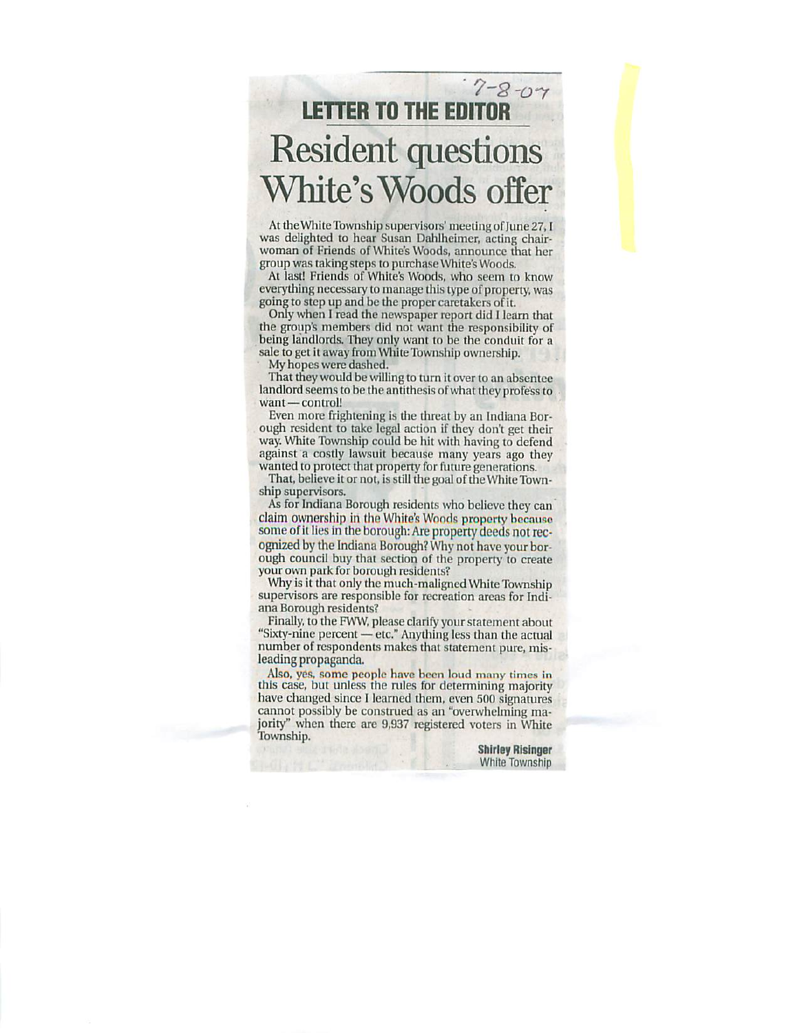7-8-07

## LETTER TO THE EDITOR

# Resident questions White's Woods offer

At the White Township supervisors' meeting of June 27, I was delighted to hear Susan Dahlheimer, acting chairwoman of Friends of White's Woods, announce that her group was taking steps to purchase White's Woods.

At last! Friends of White's Woods, who seem to know everything necessary to manage this type of property, was going to step up and be the proper caretakers of it.

Only when I read the newspaper report did I learn that the group's members did not want the responsibility of being landlords. They only want to be the conduit for a sale to get it away from White Township ownership.

My hopes were dashed.

That they would be willing to turn it over to an absentee landlord seems to be the antithesis of what they profess to want — control!

Even more frightening is the threat by an Indiana Borough resident to take legal action if they don't get their way. White Township could be hit with having to defend against a costly lawsuit because many years ago they wanted to protect that property for future generations.

That, believe it or not, is still the goal of the White Township supervisors.

As for Indiana Borough residents who believe they can claim ownership in the White's Woods property because some of it lies in the borough: Are property deeds not recognized by the Indiana Borough? Why not have your borough council buy that section of the property to create your own park for borough residents?

Why is it that only the much-maligned White Township supervisors are responsible for recreation areas for Indiana Borough residents?

Finally, to the FWW, please clarify your statement about "Sixty-nine percent — etc." Anything less than the actual number of respondents makes that statement pure, misleading propaganda.

Also, yes, some people have been loud many times in this case, but unless the rules for determining majority have changed since I learned them, even 500 signatures cannot possibly be construed as an "overwhelming majority" when there are 9,937 registered voters in White Township.

**Shirley Risinger**
White Township